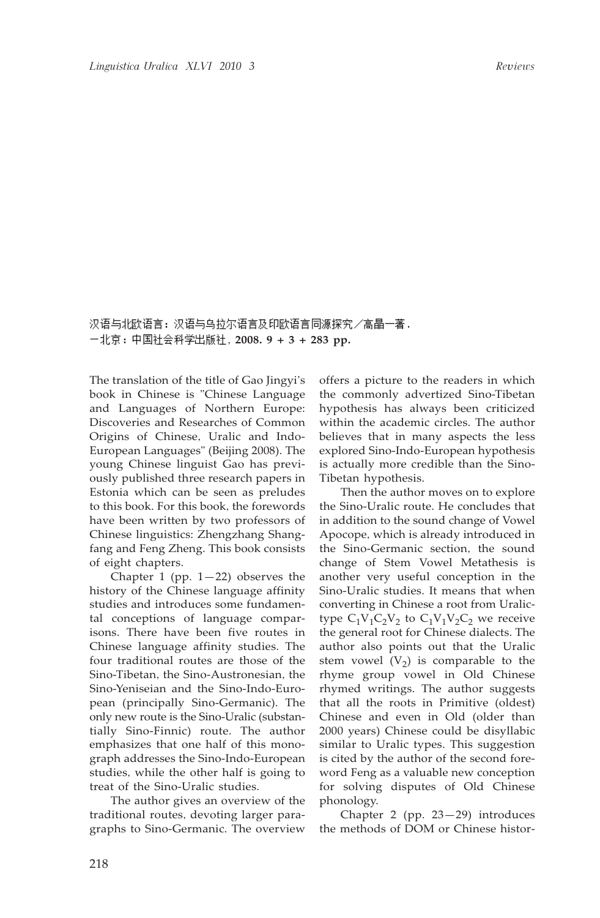**汉语与北欧语言：汉语与乌拉尔语言及印欧语言同源探究／高晶一著．**
**—北京：中国社会科学出版社，2008. 9 + 3 + 283 pp.**

The translation of the title of Gao Jingyi's book in Chinese is "Chinese Language and Languages of Northern Europe: Discoveries and Researches of Common Origins of Chinese, Uralic and Indo-European Languages" (Beijing 2008). The young Chinese linguist Gao has previously published three research papers in Estonia which can be seen as preludes to this book. For this book, the forewords have been written by two professors of Chinese linguistics: Zhengzhang Shangfang and Feng Zheng. This book consists of eight chapters.

Chapter 1 (pp. 1—22) observes the history of the Chinese language affinity studies and introduces some fundamental conceptions of language comparisons. There have been five routes in Chinese language affinity studies. The four traditional routes are those of the Sino-Tibetan, the Sino-Austronesian, the Sino-Yeniseian and the Sino-Indo-European (principally Sino-Germanic). The only new route is the Sino-Uralic (substantially Sino-Finnic) route. The author emphasizes that one half of this monograph addresses the Sino-Indo-European studies, while the other half is going to treat of the Sino-Uralic studies.

The author gives an overview of the traditional routes, devoting larger paragraphs to Sino-Germanic. The overview offers a picture to the readers in which the commonly advertized Sino-Tibetan hypothesis has always been criticized within the academic circles. The author believes that in many aspects the less explored Sino-Indo-European hypothesis is actually more credible than the Sino-Tibetan hypothesis.

Then the author moves on to explore the Sino-Uralic route. He concludes that in addition to the sound change of Vowel Apocope, which is already introduced in the Sino-Germanic section, the sound change of Stem Vowel Metathesis is another very useful conception in the Sino-Uralic studies. It means that when converting in Chinese a root from Uralic-type $C_1V_1C_2V_2$ to $C_1V_1V_2C_2$ we receive the general root for Chinese dialects. The author also points out that the Uralic stem vowel ($V_2$) is comparable to the rhyme group vowel in Old Chinese rhymed writings. The author suggests that all the roots in Primitive (oldest) Chinese and even in Old (older than 2000 years) Chinese could be disyllabic similar to Uralic types. This suggestion is cited by the author of the second foreword Feng as a valuable new conception for solving disputes of Old Chinese phonology.

Chapter 2 (pp. 23—29) introduces the methods of DOM or Chinese histor-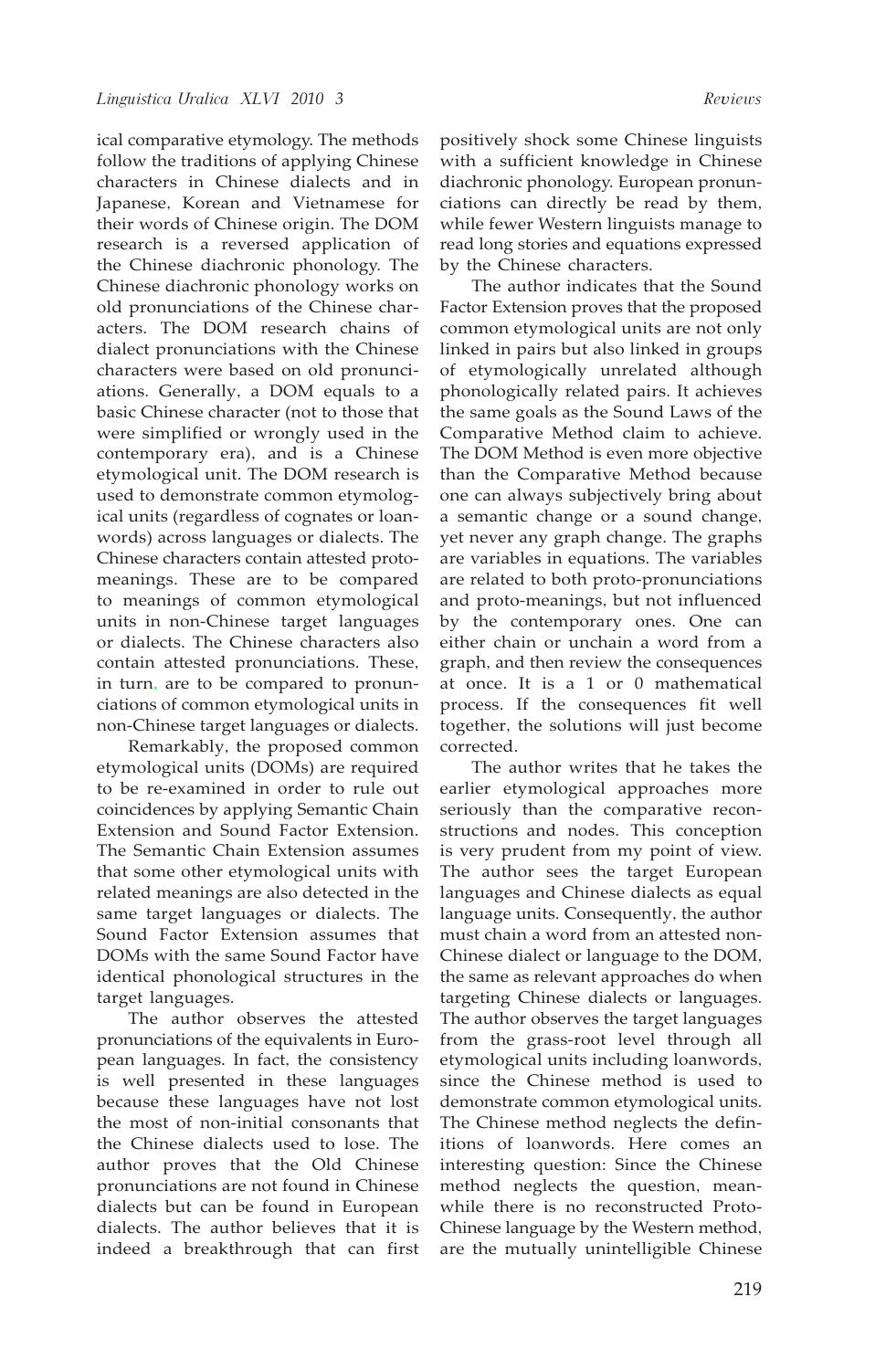ical comparative etymology. The methods follow the traditions of applying Chinese characters in Chinese dialects and in Japanese, Korean and Vietnamese for their words of Chinese origin. The DOM research is a reversed application of the Chinese diachronic phonology. The Chinese diachronic phonology works on old pronunciations of the Chinese characters. The DOM research chains of dialect pronunciations with the Chinese characters were based on old pronunciations. Generally, a DOM equals to a basic Chinese character (not to those that were simplified or wrongly used in the contemporary era), and is a Chinese etymological unit. The DOM research is used to demonstrate common etymological units (regardless of cognates or loanwords) across languages or dialects. The Chinese characters contain attested proto-meanings. These are to be compared to meanings of common etymological units in non-Chinese target languages or dialects. The Chinese characters also contain attested pronunciations. These, in turn, are to be compared to pronunciations of common etymological units in non-Chinese target languages or dialects.

Remarkably, the proposed common etymological units (DOMs) are required to be re-examined in order to rule out coincidences by applying Semantic Chain Extension and Sound Factor Extension. The Semantic Chain Extension assumes that some other etymological units with related meanings are also detected in the same target languages or dialects. The Sound Factor Extension assumes that DOMs with the same Sound Factor have identical phonological structures in the target languages.

The author observes the attested pronunciations of the equivalents in European languages. In fact, the consistency is well presented in these languages because these languages have not lost the most of non-initial consonants that the Chinese dialects used to lose. The author proves that the Old Chinese pronunciations are not found in Chinese dialects but can be found in European dialects. The author believes that it is indeed a breakthrough that can first positively shock some Chinese linguists with a sufficient knowledge in Chinese diachronic phonology. European pronunciations can directly be read by them, while fewer Western linguists manage to read long stories and equations expressed by the Chinese characters.

The author indicates that the Sound Factor Extension proves that the proposed common etymological units are not only linked in pairs but also linked in groups of etymologically unrelated although phonologically related pairs. It achieves the same goals as the Sound Laws of the Comparative Method claim to achieve. The DOM Method is even more objective than the Comparative Method because one can always subjectively bring about a semantic change or a sound change, yet never any graph change. The graphs are variables in equations. The variables are related to both proto-pronunciations and proto-meanings, but not influenced by the contemporary ones. One can either chain or unchain a word from a graph, and then review the consequences at once. It is a 1 or 0 mathematical process. If the consequences fit well together, the solutions will just become corrected.

The author writes that he takes the earlier etymological approaches more seriously than the comparative reconstructions and nodes. This conception is very prudent from my point of view. The author sees the target European languages and Chinese dialects as equal language units. Consequently, the author must chain a word from an attested non-Chinese dialect or language to the DOM, the same as relevant approaches do when targeting Chinese dialects or languages. The author observes the target languages from the grass-root level through all etymological units including loanwords, since the Chinese method is used to demonstrate common etymological units. The Chinese method neglects the definitions of loanwords. Here comes an interesting question: Since the Chinese method neglects the question, meanwhile there is no reconstructed Proto-Chinese language by the Western method, are the mutually unintelligible Chinese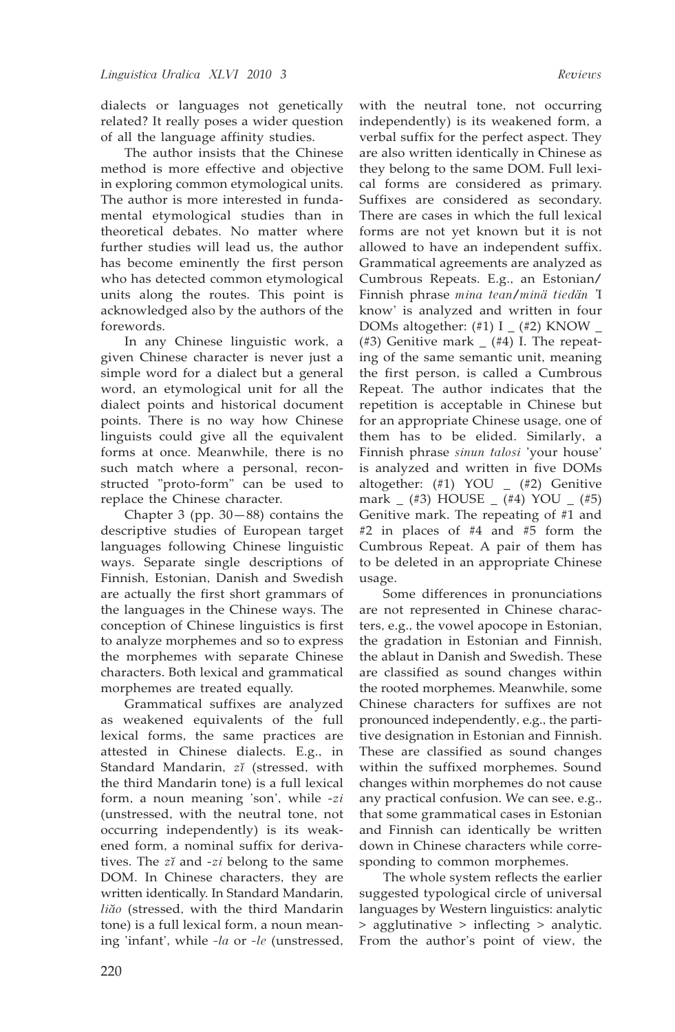dialects or languages not genetically related? It really poses a wider question of all the language affinity studies.

The author insists that the Chinese method is more effective and objective in exploring common etymological units. The author is more interested in fundamental etymological studies than in theoretical debates. No matter where further studies will lead us, the author has become eminently the first person who has detected common etymological units along the routes. This point is acknowledged also by the authors of the forewords.

In any Chinese linguistic work, a given Chinese character is never just a simple word for a dialect but a general word, an etymological unit for all the dialect points and historical document points. There is no way how Chinese linguists could give all the equivalent forms at once. Meanwhile, there is no such match where a personal, reconstructed "proto-form" can be used to replace the Chinese character.

Chapter 3 (pp. 30—88) contains the descriptive studies of European target languages following Chinese linguistic ways. Separate single descriptions of Finnish, Estonian, Danish and Swedish are actually the first short grammars of the languages in the Chinese ways. The conception of Chinese linguistics is first to analyze morphemes and so to express the morphemes with separate Chinese characters. Both lexical and grammatical morphemes are treated equally.

Grammatical suffixes are analyzed as weakened equivalents of the full lexical forms, the same practices are attested in Chinese dialects. E.g., in Standard Mandarin, *zǐ* (stressed, with the third Mandarin tone) is a full lexical form, a noun meaning 'son', while *-zi* (unstressed, with the neutral tone, not occurring independently) is its weakened form, a nominal suffix for derivatives. The *zǐ* and *-zi* belong to the same DOM. In Chinese characters, they are written identically. In Standard Mandarin, *liǎo* (stressed, with the third Mandarin tone) is a full lexical form, a noun meaning 'infant', while *-la* or *-le* (unstressed, with the neutral tone, not occurring independently) is its weakened form, a verbal suffix for the perfect aspect. They are also written identically in Chinese as they belong to the same DOM. Full lexical forms are considered as primary. Suffixes are considered as secondary. There are cases in which the full lexical forms are not yet known but it is not allowed to have an independent suffix. Grammatical agreements are analyzed as Cumbrous Repeats. E.g., an Estonian/ Finnish phrase *mina tean*/*minä tiedän* 'I know' is analyzed and written in four DOMs altogether: (#1) I _ (#2) KNOW _ (#3) Genitive mark _ (#4) I. The repeating of the same semantic unit, meaning the first person, is called a Cumbrous Repeat. The author indicates that the repetition is acceptable in Chinese but for an appropriate Chinese usage, one of them has to be elided. Similarly, a Finnish phrase *sinun talosi* 'your house' is analyzed and written in five DOMs altogether: (#1) YOU _ (#2) Genitive mark _ (#3) HOUSE _ (#4) YOU _ (#5) Genitive mark. The repeating of #1 and #2 in places of #4 and #5 form the Cumbrous Repeat. A pair of them has to be deleted in an appropriate Chinese usage.

Some differences in pronunciations are not represented in Chinese characters, e.g., the vowel apocope in Estonian, the gradation in Estonian and Finnish, the ablaut in Danish and Swedish. These are classified as sound changes within the rooted morphemes. Meanwhile, some Chinese characters for suffixes are not pronounced independently, e.g., the partitive designation in Estonian and Finnish. These are classified as sound changes within the suffixed morphemes. Sound changes within morphemes do not cause any practical confusion. We can see, e.g., that some grammatical cases in Estonian and Finnish can identically be written down in Chinese characters while corresponding to common morphemes.

The whole system reflects the earlier suggested typological circle of universal languages by Western linguistics: analytic > agglutinative > inflecting > analytic. From the author's point of view, the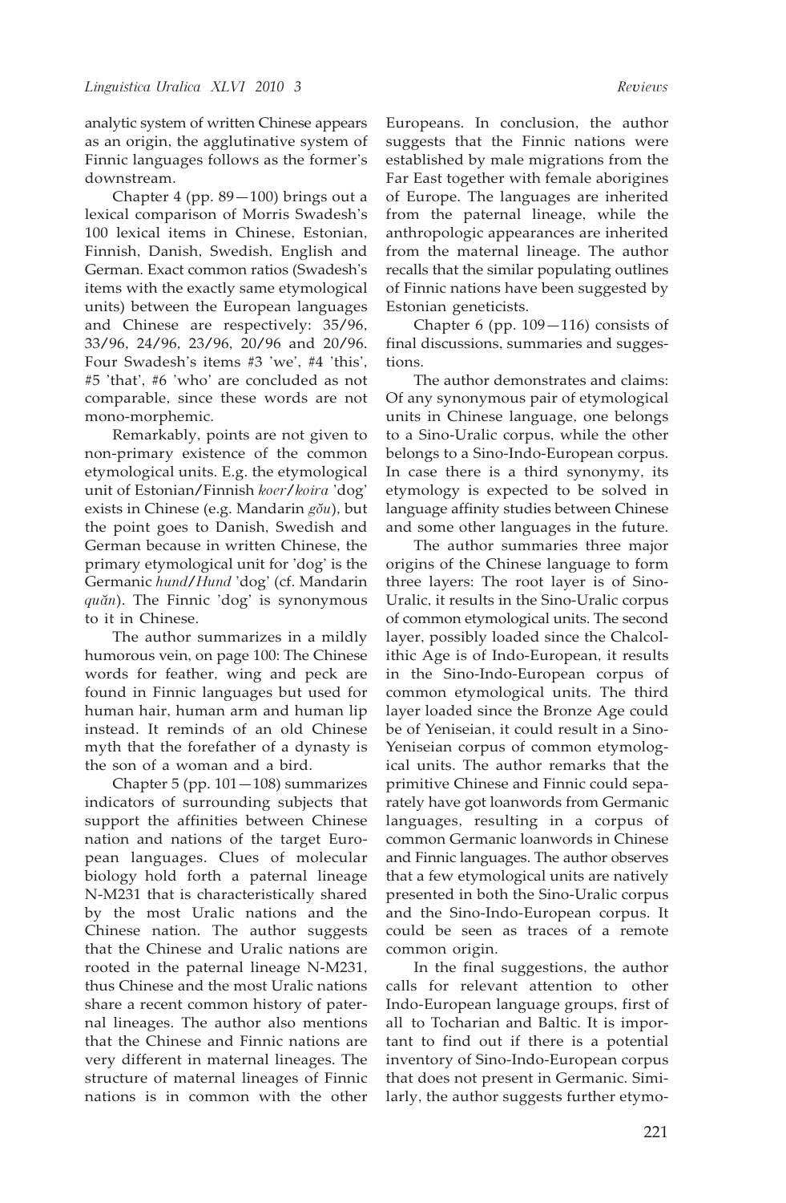analytic system of written Chinese appears as an origin, the agglutinative system of Finnic languages follows as the former's downstream.

Chapter 4 (pp. 89—100) brings out a lexical comparison of Morris Swadesh's 100 lexical items in Chinese, Estonian, Finnish, Danish, Swedish, English and German. Exact common ratios (Swadesh's items with the exactly same etymological units) between the European languages and Chinese are respectively: 35/96, 33/96, 24/96, 23/96, 20/96 and 20/96. Four Swadesh's items #3 'we', #4 'this', #5 'that', #6 'who' are concluded as not comparable, since these words are not mono-morphemic.

Remarkably, points are not given to non-primary existence of the common etymological units. E.g. the etymological unit of Estonian/Finnish *koer*/*koira* 'dog' exists in Chinese (e.g. Mandarin *gǒu*), but the point goes to Danish, Swedish and German because in written Chinese, the primary etymological unit for 'dog' is the Germanic *hund*/*Hund* 'dog' (cf. Mandarin *quǎn*). The Finnic 'dog' is synonymous to it in Chinese.

The author summarizes in a mildly humorous vein, on page 100: The Chinese words for feather, wing and peck are found in Finnic languages but used for human hair, human arm and human lip instead. It reminds of an old Chinese myth that the forefather of a dynasty is the son of a woman and a bird.

Chapter 5 (pp. 101—108) summarizes indicators of surrounding subjects that support the affinities between Chinese nation and nations of the target European languages. Clues of molecular biology hold forth a paternal lineage N-M231 that is characteristically shared by the most Uralic nations and the Chinese nation. The author suggests that the Chinese and Uralic nations are rooted in the paternal lineage N-M231, thus Chinese and the most Uralic nations share a recent common history of paternal lineages. The author also mentions that the Chinese and Finnic nations are very different in maternal lineages. The structure of maternal lineages of Finnic nations is in common with the other Europeans. In conclusion, the author suggests that the Finnic nations were established by male migrations from the Far East together with female aborigines of Europe. The languages are inherited from the paternal lineage, while the anthropologic appearances are inherited from the maternal lineage. The author recalls that the similar populating outlines of Finnic nations have been suggested by Estonian geneticists.

Chapter 6 (pp. 109—116) consists of final discussions, summaries and suggestions.

The author demonstrates and claims: Of any synonymous pair of etymological units in Chinese language, one belongs to a Sino-Uralic corpus, while the other belongs to a Sino-Indo-European corpus. In case there is a third synonymy, its etymology is expected to be solved in language affinity studies between Chinese and some other languages in the future.

The author summaries three major origins of the Chinese language to form three layers: The root layer is of Sino-Uralic, it results in the Sino-Uralic corpus of common etymological units. The second layer, possibly loaded since the Chalcolithic Age is of Indo-European, it results in the Sino-Indo-European corpus of common etymological units. The third layer loaded since the Bronze Age could be of Yeniseian, it could result in a Sino-Yeniseian corpus of common etymological units. The author remarks that the primitive Chinese and Finnic could separately have got loanwords from Germanic languages, resulting in a corpus of common Germanic loanwords in Chinese and Finnic languages. The author observes that a few etymological units are natively presented in both the Sino-Uralic corpus and the Sino-Indo-European corpus. It could be seen as traces of a remote common origin.

In the final suggestions, the author calls for relevant attention to other Indo-European language groups, first of all to Tocharian and Baltic. It is important to find out if there is a potential inventory of Sino-Indo-European corpus that does not present in Germanic. Similarly, the author suggests further etymo-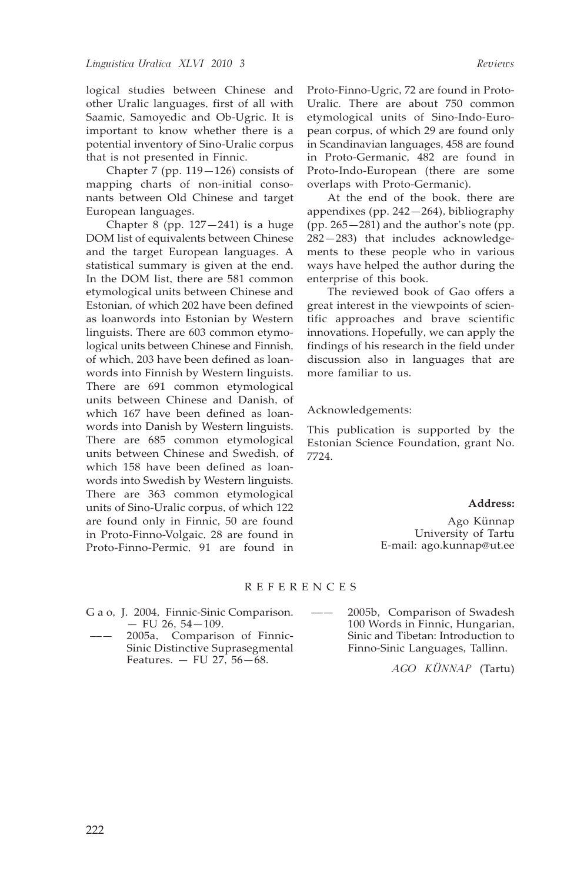logical studies between Chinese and other Uralic languages, first of all with Saamic, Samoyedic and Ob-Ugric. It is important to know whether there is a potential inventory of Sino-Uralic corpus that is not presented in Finnic.

Chapter 7 (pp. 119—126) consists of mapping charts of non-initial consonants between Old Chinese and target European languages.

Chapter 8 (pp. 127—241) is a huge DOM list of equivalents between Chinese and the target European languages. A statistical summary is given at the end. In the DOM list, there are 581 common etymological units between Chinese and Estonian, of which 202 have been defined as loanwords into Estonian by Western linguists. There are 603 common etymological units between Chinese and Finnish, of which, 203 have been defined as loanwords into Finnish by Western linguists. There are 691 common etymological units between Chinese and Danish, of which 167 have been defined as loanwords into Danish by Western linguists. There are 685 common etymological units between Chinese and Swedish, of which 158 have been defined as loanwords into Swedish by Western linguists. There are 363 common etymological units of Sino-Uralic corpus, of which 122 are found only in Finnic, 50 are found in Proto-Finno-Volgaic, 28 are found in Proto-Finno-Permic, 91 are found in Proto-Finno-Ugric, 72 are found in Proto-Uralic. There are about 750 common etymological units of Sino-Indo-European corpus, of which 29 are found only in Scandinavian languages, 458 are found in Proto-Germanic, 482 are found in Proto-Indo-European (there are some overlaps with Proto-Germanic).

At the end of the book, there are appendixes (pp. 242—264), bibliography (pp. 265—281) and the author's note (pp. 282—283) that includes acknowledgements to these people who in various ways have helped the author during the enterprise of this book.

The reviewed book of Gao offers a great interest in the viewpoints of scientific approaches and brave scientific innovations. Hopefully, we can apply the findings of his research in the field under discussion also in languages that are more familiar to us.

Acknowledgements:

This publication is supported by the Estonian Science Foundation, grant No. 7724.

**Address:**

Ago Künnap
University of Tartu
E-mail: ago.kunnap@ut.ee

## REFERENCES

G a o, J. 2004, Finnic-Sinic Comparison. — FU 26, 54—109.

—— 2005a, Comparison of Finnic-Sinic Distinctive Suprasegmental Features. — FU 27, 56—68.

—— 2005b, Comparison of Swadesh 100 Words in Finnic, Hungarian, Sinic and Tibetan: Introduction to Finno-Sinic Languages, Tallinn.

*AGO KÜNNAP* (Tartu)